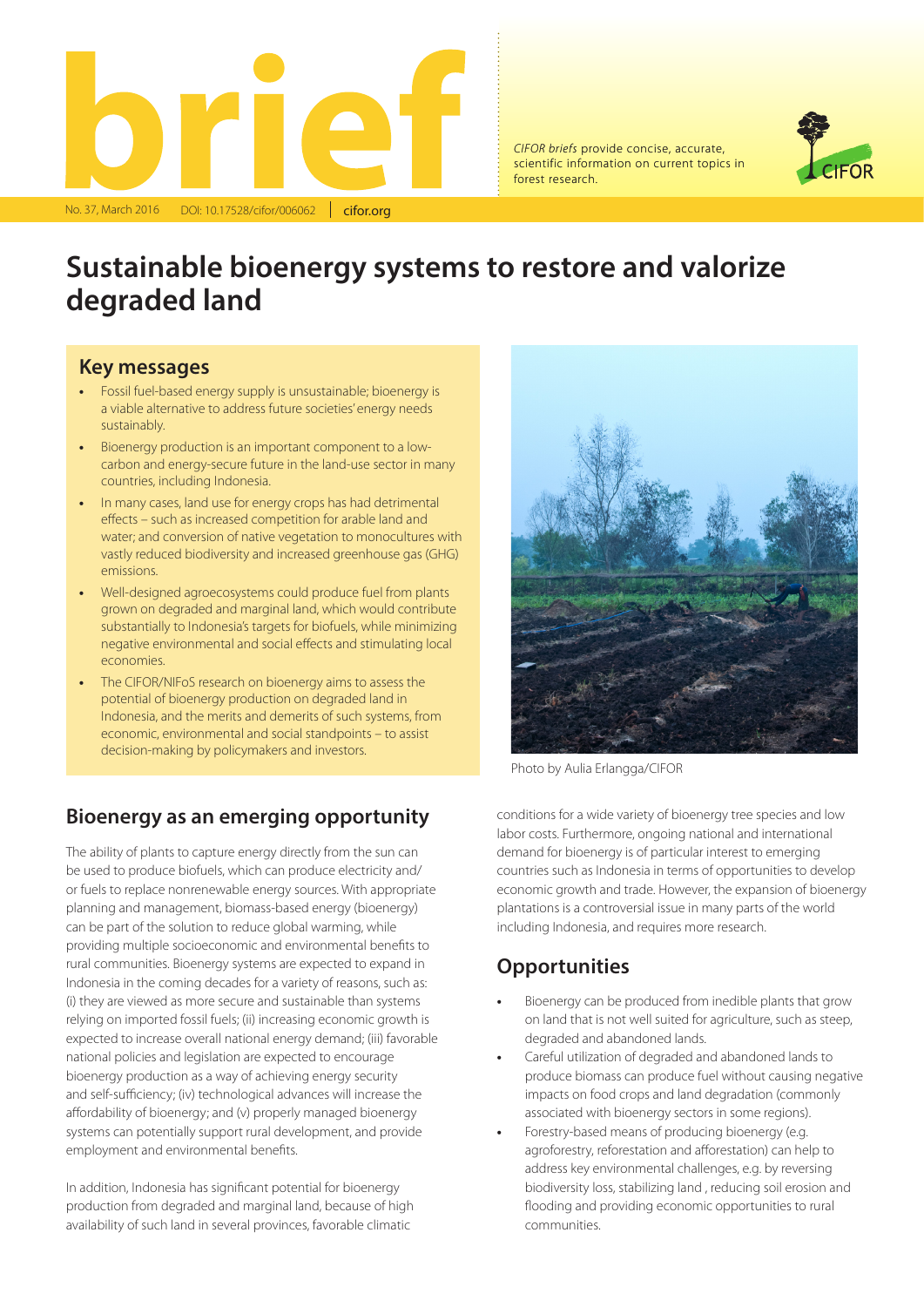# brief

No. 37, March 2016 DOI: 10.17528/cifor/006062 | cifor.org

*CIFOR briefs* provide concise, accurate, scientific information on current topics in forest research.

# Sustainable bioenergy systems to restore and valorize degraded land

## Key messages

- Fossil fuel-based energy supply is unsustainable; bioenergy is a viable alternative to address future societies' energy needs sustainably.
- Bioenergy production is an important component to a low-carbon and energy-secure future in the land-use sector in many countries, including Indonesia.
- In many cases, land use for energy crops has had detrimental effects – such as increased competition for arable land and water; and conversion of native vegetation to monocultures with vastly reduced biodiversity and increased greenhouse gas (GHG) emissions.
- Well-designed agroecosystems could produce fuel from plants grown on degraded and marginal land, which would contribute substantially to Indonesia's targets for biofuels, while minimizing negative environmental and social effects and stimulating local economies.
- The CIFOR/NIFoS research on bioenergy aims to assess the potential of bioenergy production on degraded land in Indonesia, and the merits and demerits of such systems, from economic, environmental and social standpoints – to assist decision-making by policymakers and investors.

Photo by Aulia Erlangga/CIFOR

## Bioenergy as an emerging opportunity

The ability of plants to capture energy directly from the sun can be used to produce biofuels, which can produce electricity and/or fuels to replace nonrenewable energy sources. With appropriate planning and management, biomass-based energy (bioenergy) can be part of the solution to reduce global warming, while providing multiple socioeconomic and environmental benefits to rural communities. Bioenergy systems are expected to expand in Indonesia in the coming decades for a variety of reasons, such as: (i) they are viewed as more secure and sustainable than systems relying on imported fossil fuels; (ii) increasing economic growth is expected to increase overall national energy demand; (iii) favorable national policies and legislation are expected to encourage bioenergy production as a way of achieving energy security and self-sufficiency; (iv) technological advances will increase the affordability of bioenergy; and (v) properly managed bioenergy systems can potentially support rural development, and provide employment and environmental benefits.

In addition, Indonesia has significant potential for bioenergy production from degraded and marginal land, because of high availability of such land in several provinces, favorable climatic conditions for a wide variety of bioenergy tree species and low labor costs. Furthermore, ongoing national and international demand for bioenergy is of particular interest to emerging countries such as Indonesia in terms of opportunities to develop economic growth and trade. However, the expansion of bioenergy plantations is a controversial issue in many parts of the world including Indonesia, and requires more research.

## Opportunities

- Bioenergy can be produced from inedible plants that grow on land that is not well suited for agriculture, such as steep, degraded and abandoned lands.
- Careful utilization of degraded and abandoned lands to produce biomass can produce fuel without causing negative impacts on food crops and land degradation (commonly associated with bioenergy sectors in some regions).
- Forestry-based means of producing bioenergy (e.g. agroforestry, reforestation and afforestation) can help to address key environmental challenges, e.g. by reversing biodiversity loss, stabilizing land , reducing soil erosion and flooding and providing economic opportunities to rural communities.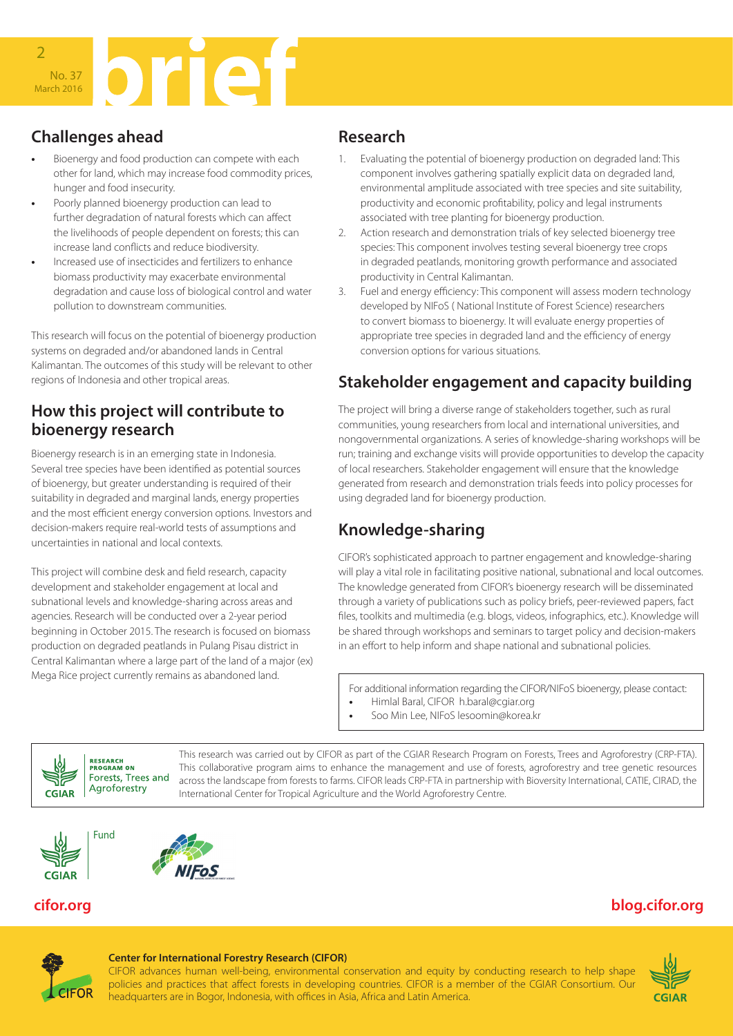## Challenges ahead

- Bioenergy and food production can compete with each other for land, which may increase food commodity prices, hunger and food insecurity.
- Poorly planned bioenergy production can lead to further degradation of natural forests which can affect the livelihoods of people dependent on forests; this can increase land conflicts and reduce biodiversity.
- Increased use of insecticides and fertilizers to enhance biomass productivity may exacerbate environmental degradation and cause loss of biological control and water pollution to downstream communities.

This research will focus on the potential of bioenergy production systems on degraded and/or abandoned lands in Central Kalimantan. The outcomes of this study will be relevant to other regions of Indonesia and other tropical areas.

## How this project will contribute to bioenergy research

Bioenergy research is in an emerging state in Indonesia. Several tree species have been identified as potential sources of bioenergy, but greater understanding is required of their suitability in degraded and marginal lands, energy properties and the most efficient energy conversion options. Investors and decision-makers require real-world tests of assumptions and uncertainties in national and local contexts.

This project will combine desk and field research, capacity development and stakeholder engagement at local and subnational levels and knowledge-sharing across areas and agencies. Research will be conducted over a 2-year period beginning in October 2015. The research is focused on biomass production on degraded peatlands in Pulang Pisau district in Central Kalimantan where a large part of the land of a major (ex) Mega Rice project currently remains as abandoned land.

## Research

1. Evaluating the potential of bioenergy production on degraded land: This component involves gathering spatially explicit data on degraded land, environmental amplitude associated with tree species and site suitability, productivity and economic profitability, policy and legal instruments associated with tree planting for bioenergy production.
2. Action research and demonstration trials of key selected bioenergy tree species: This component involves testing several bioenergy tree crops in degraded peatlands, monitoring growth performance and associated productivity in Central Kalimantan.
3. Fuel and energy efficiency: This component will assess modern technology developed by NIFoS ( National Institute of Forest Science) researchers to convert biomass to bioenergy. It will evaluate energy properties of appropriate tree species in degraded land and the efficiency of energy conversion options for various situations.

## Stakeholder engagement and capacity building

The project will bring a diverse range of stakeholders together, such as rural communities, young researchers from local and international universities, and nongovernmental organizations. A series of knowledge-sharing workshops will be run; training and exchange visits will provide opportunities to develop the capacity of local researchers. Stakeholder engagement will ensure that the knowledge generated from research and demonstration trials feeds into policy processes for using degraded land for bioenergy production.

## Knowledge-sharing

CIFOR's sophisticated approach to partner engagement and knowledge-sharing will play a vital role in facilitating positive national, subnational and local outcomes. The knowledge generated from CIFOR's bioenergy research will be disseminated through a variety of publications such as policy briefs, peer-reviewed papers, fact files, toolkits and multimedia (e.g. blogs, videos, infographics, etc.). Knowledge will be shared through workshops and seminars to target policy and decision-makers in an effort to help inform and shape national and subnational policies.

For additional information regarding the CIFOR/NIFoS bioenergy, please contact:

- Himlal Baral, CIFOR h.baral@cgiar.org
- Soo Min Lee, NIFoS lesoomin@korea.kr

RESEARCH PROGRAM ON Forests, Trees and Agroforestry

This research was carried out by CIFOR as part of the CGIAR Research Program on Forests, Trees and Agroforestry (CRP-FTA). This collaborative program aims to enhance the management and use of forests, agroforestry and tree genetic resources across the landscape from forests to farms. CIFOR leads CRP-FTA in partnership with Bioversity International, CATIE, CIRAD, the International Center for Tropical Agriculture and the World Agroforestry Centre.

CGIAR Fund

NIFoS

cifor.org

blog.cifor.org

**Center for International Forestry Research (CIFOR)**

CIFOR advances human well-being, environmental conservation and equity by conducting research to help shape policies and practices that affect forests in developing countries. CIFOR is a member of the CGIAR Consortium. Our headquarters are in Bogor, Indonesia, with offices in Asia, Africa and Latin America.